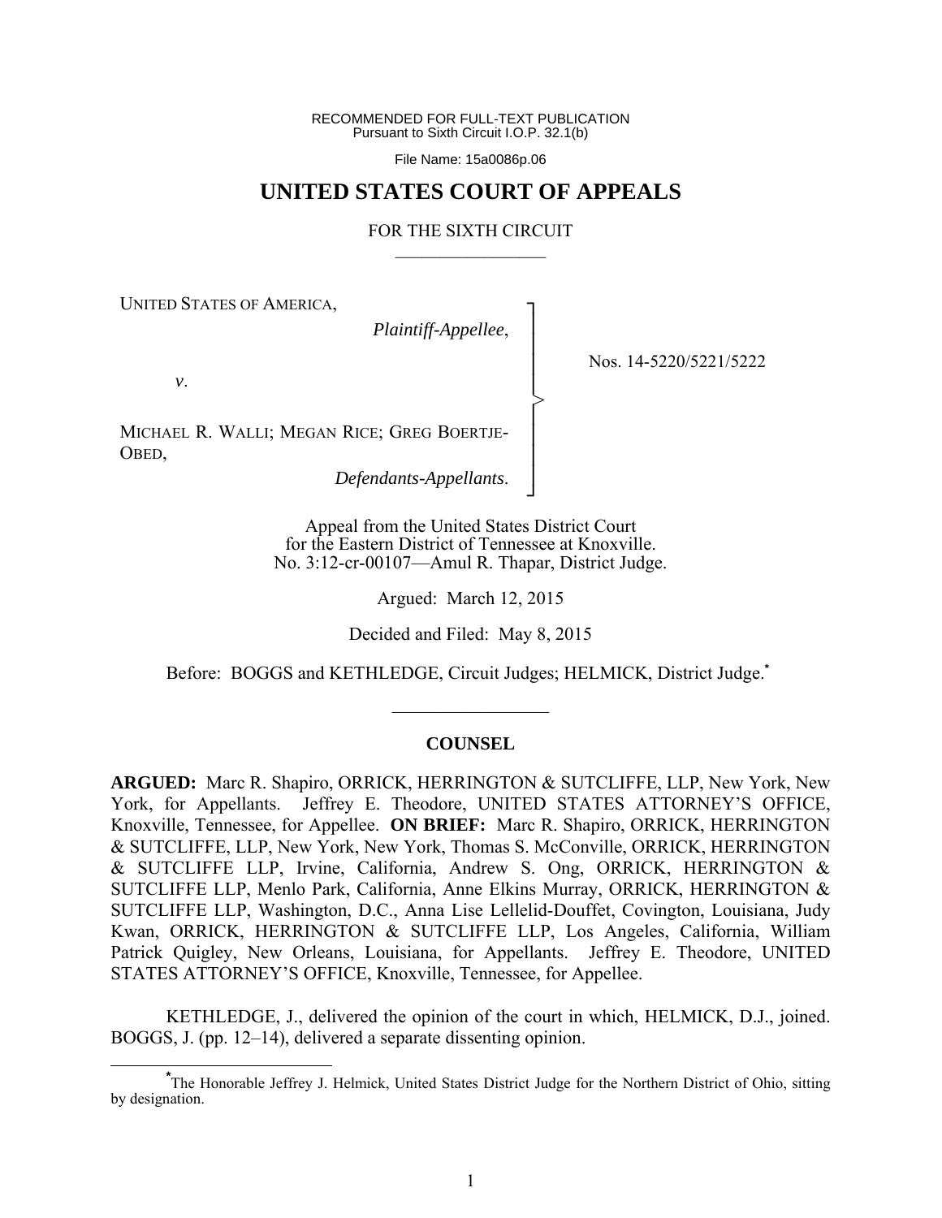RECOMMENDED FOR FULL-TEXT PUBLICATION
Pursuant to Sixth Circuit I.O.P. 32.1(b)

File Name: 15a0086p.06

# UNITED STATES COURT OF APPEALS

## FOR THE SIXTH CIRCUIT

UNITED STATES OF AMERICA,

*Plaintiff-Appellee*,

*v*.

MICHAEL R. WALLI; MEGAN RICE; GREG BOERTJE-OBED,

*Defendants-Appellants*.

Nos. 14-5220/5221/5222

Appeal from the United States District Court
for the Eastern District of Tennessee at Knoxville.
No. 3:12-cr-00107—Amul R. Thapar, District Judge.

Argued: March 12, 2015

Decided and Filed: May 8, 2015

Before: BOGGS and KETHLEDGE, Circuit Judges; HELMICK, District Judge.*

### COUNSEL

**ARGUED:** Marc R. Shapiro, ORRICK, HERRINGTON & SUTCLIFFE, LLP, New York, New York, for Appellants. Jeffrey E. Theodore, UNITED STATES ATTORNEY'S OFFICE, Knoxville, Tennessee, for Appellee. **ON BRIEF:** Marc R. Shapiro, ORRICK, HERRINGTON & SUTCLIFFE, LLP, New York, New York, Thomas S. McConville, ORRICK, HERRINGTON & SUTCLIFFE LLP, Irvine, California, Andrew S. Ong, ORRICK, HERRINGTON & SUTCLIFFE LLP, Menlo Park, California, Anne Elkins Murray, ORRICK, HERRINGTON & SUTCLIFFE LLP, Washington, D.C., Anna Lise Lellelid-Douffet, Covington, Louisiana, Judy Kwan, ORRICK, HERRINGTON & SUTCLIFFE LLP, Los Angeles, California, William Patrick Quigley, New Orleans, Louisiana, for Appellants. Jeffrey E. Theodore, UNITED STATES ATTORNEY'S OFFICE, Knoxville, Tennessee, for Appellee.

KETHLEDGE, J., delivered the opinion of the court in which, HELMICK, D.J., joined. BOGGS, J. (pp. 12–14), delivered a separate dissenting opinion.

*The Honorable Jeffrey J. Helmick, United States District Judge for the Northern District of Ohio, sitting by designation.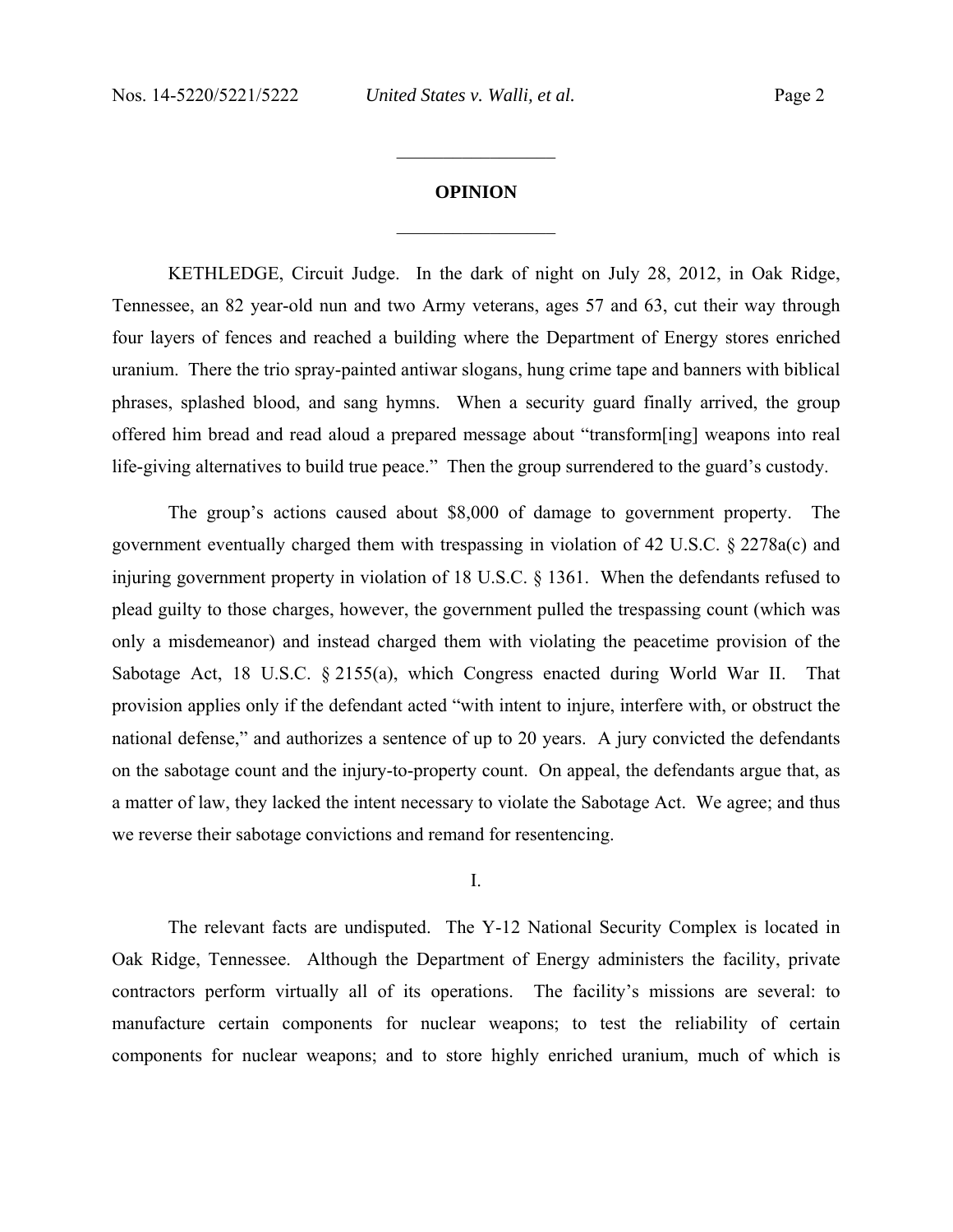## OPINION

KETHLEDGE, Circuit Judge. In the dark of night on July 28, 2012, in Oak Ridge, Tennessee, an 82 year-old nun and two Army veterans, ages 57 and 63, cut their way through four layers of fences and reached a building where the Department of Energy stores enriched uranium. There the trio spray-painted antiwar slogans, hung crime tape and banners with biblical phrases, splashed blood, and sang hymns. When a security guard finally arrived, the group offered him bread and read aloud a prepared message about "transform[ing] weapons into real life-giving alternatives to build true peace." Then the group surrendered to the guard's custody.

The group's actions caused about $8,000 of damage to government property. The government eventually charged them with trespassing in violation of 42 U.S.C. § 2278a(c) and injuring government property in violation of 18 U.S.C. § 1361. When the defendants refused to plead guilty to those charges, however, the government pulled the trespassing count (which was only a misdemeanor) and instead charged them with violating the peacetime provision of the Sabotage Act, 18 U.S.C. § 2155(a), which Congress enacted during World War II. That provision applies only if the defendant acted "with intent to injure, interfere with, or obstruct the national defense," and authorizes a sentence of up to 20 years. A jury convicted the defendants on the sabotage count and the injury-to-property count. On appeal, the defendants argue that, as a matter of law, they lacked the intent necessary to violate the Sabotage Act. We agree; and thus we reverse their sabotage convictions and remand for resentencing.

## I.

The relevant facts are undisputed. The Y-12 National Security Complex is located in Oak Ridge, Tennessee. Although the Department of Energy administers the facility, private contractors perform virtually all of its operations. The facility's missions are several: to manufacture certain components for nuclear weapons; to test the reliability of certain components for nuclear weapons; and to store highly enriched uranium, much of which is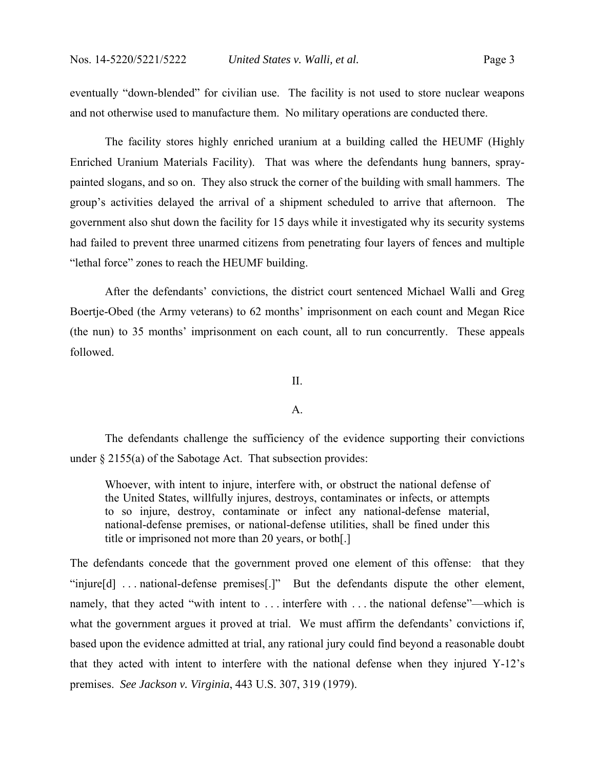eventually "down-blended" for civilian use. The facility is not used to store nuclear weapons and not otherwise used to manufacture them. No military operations are conducted there.

The facility stores highly enriched uranium at a building called the HEUMF (Highly Enriched Uranium Materials Facility). That was where the defendants hung banners, spray-painted slogans, and so on. They also struck the corner of the building with small hammers. The group's activities delayed the arrival of a shipment scheduled to arrive that afternoon. The government also shut down the facility for 15 days while it investigated why its security systems had failed to prevent three unarmed citizens from penetrating four layers of fences and multiple "lethal force" zones to reach the HEUMF building.

After the defendants' convictions, the district court sentenced Michael Walli and Greg Boertje-Obed (the Army veterans) to 62 months' imprisonment on each count and Megan Rice (the nun) to 35 months' imprisonment on each count, all to run concurrently. These appeals followed.

## II.

### A.

The defendants challenge the sufficiency of the evidence supporting their convictions under § 2155(a) of the Sabotage Act. That subsection provides:

> Whoever, with intent to injure, interfere with, or obstruct the national defense of the United States, willfully injures, destroys, contaminates or infects, or attempts to so injure, destroy, contaminate or infect any national-defense material, national-defense premises, or national-defense utilities, shall be fined under this title or imprisoned not more than 20 years, or both[.]

The defendants concede that the government proved one element of this offense: that they "injure[d] . . . national-defense premises[.]" But the defendants dispute the other element, namely, that they acted "with intent to . . . interfere with . . . the national defense"—which is what the government argues it proved at trial. We must affirm the defendants' convictions if, based upon the evidence admitted at trial, any rational jury could find beyond a reasonable doubt that they acted with intent to interfere with the national defense when they injured Y-12's premises. *See Jackson v. Virginia*, 443 U.S. 307, 319 (1979).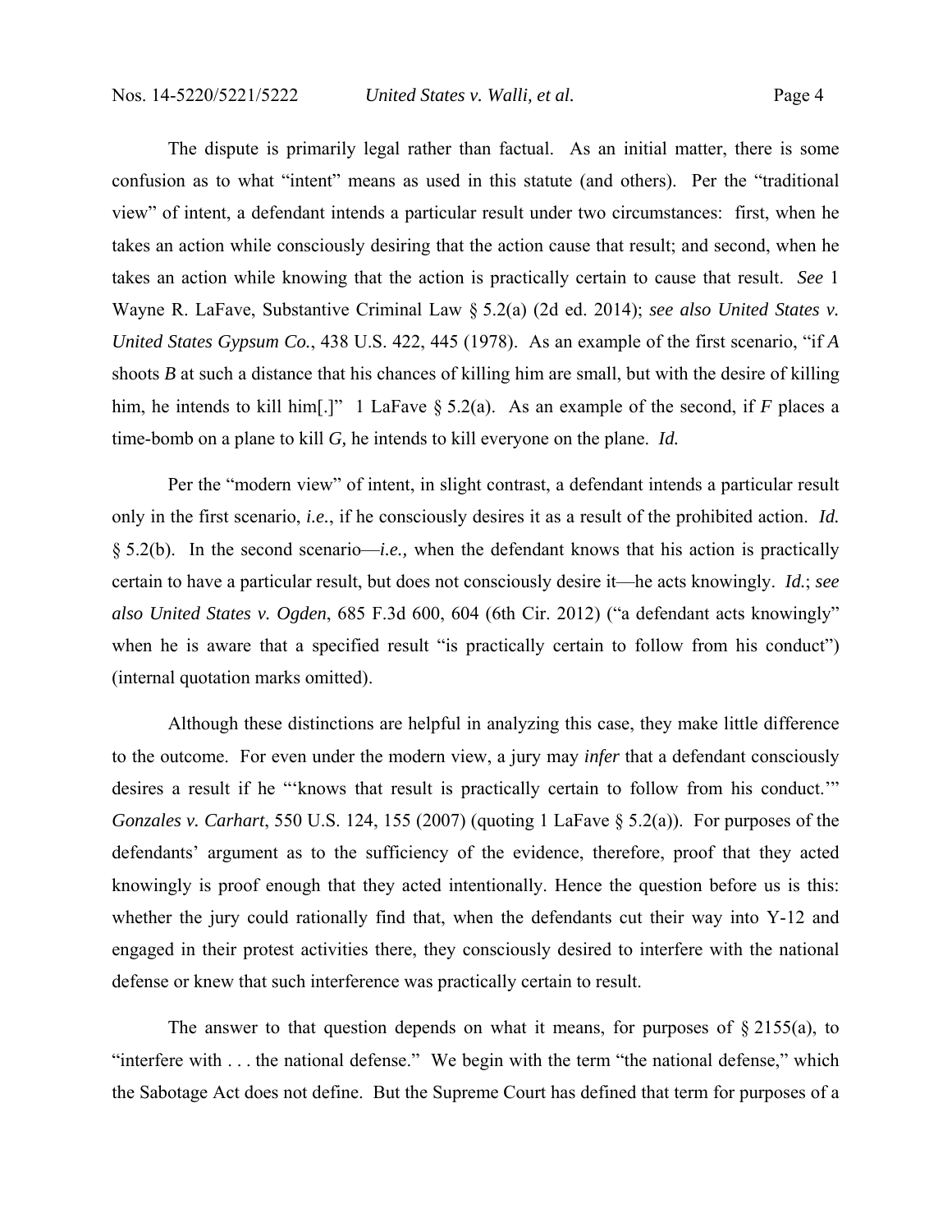The dispute is primarily legal rather than factual. As an initial matter, there is some confusion as to what "intent" means as used in this statute (and others). Per the "traditional view" of intent, a defendant intends a particular result under two circumstances: first, when he takes an action while consciously desiring that the action cause that result; and second, when he takes an action while knowing that the action is practically certain to cause that result. *See* 1 Wayne R. LaFave, Substantive Criminal Law § 5.2(a) (2d ed. 2014); *see also United States v. United States Gypsum Co.*, 438 U.S. 422, 445 (1978). As an example of the first scenario, "if *A* shoots *B* at such a distance that his chances of killing him are small, but with the desire of killing him, he intends to kill him[.]" 1 LaFave § 5.2(a). As an example of the second, if *F* places a time-bomb on a plane to kill *G,* he intends to kill everyone on the plane. *Id.*

Per the "modern view" of intent, in slight contrast, a defendant intends a particular result only in the first scenario, *i.e.*, if he consciously desires it as a result of the prohibited action. *Id.* § 5.2(b). In the second scenario—*i.e.,* when the defendant knows that his action is practically certain to have a particular result, but does not consciously desire it—he acts knowingly. *Id.*; *see also United States v. Ogden*, 685 F.3d 600, 604 (6th Cir. 2012) ("a defendant acts knowingly" when he is aware that a specified result "is practically certain to follow from his conduct") (internal quotation marks omitted).

Although these distinctions are helpful in analyzing this case, they make little difference to the outcome. For even under the modern view, a jury may *infer* that a defendant consciously desires a result if he "'knows that result is practically certain to follow from his conduct.'" *Gonzales v. Carhart*, 550 U.S. 124, 155 (2007) (quoting 1 LaFave § 5.2(a)). For purposes of the defendants' argument as to the sufficiency of the evidence, therefore, proof that they acted knowingly is proof enough that they acted intentionally. Hence the question before us is this: whether the jury could rationally find that, when the defendants cut their way into Y-12 and engaged in their protest activities there, they consciously desired to interfere with the national defense or knew that such interference was practically certain to result.

The answer to that question depends on what it means, for purposes of § 2155(a), to "interfere with . . . the national defense." We begin with the term "the national defense," which the Sabotage Act does not define. But the Supreme Court has defined that term for purposes of a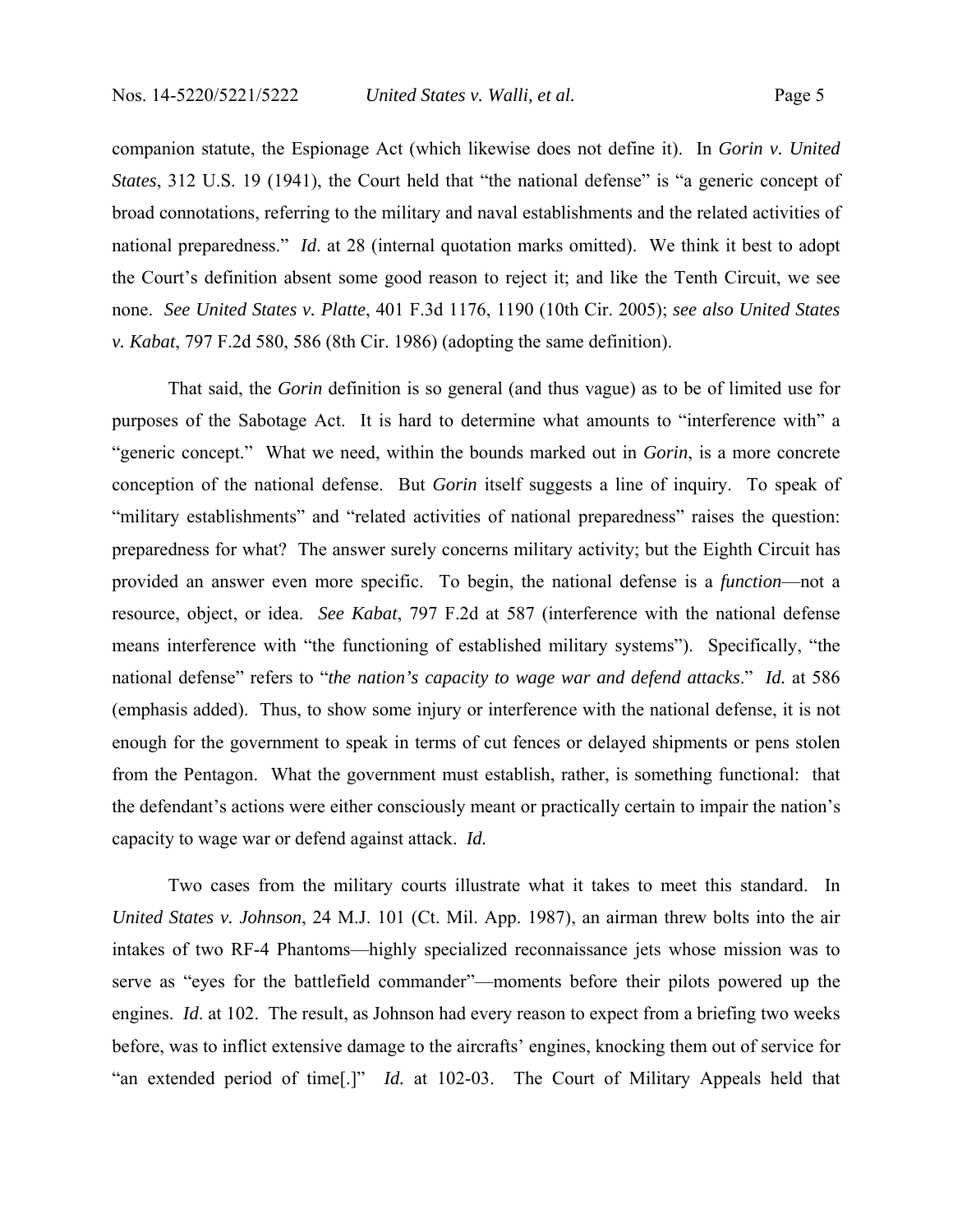companion statute, the Espionage Act (which likewise does not define it). In *Gorin v. United States*, 312 U.S. 19 (1941), the Court held that "the national defense" is "a generic concept of broad connotations, referring to the military and naval establishments and the related activities of national preparedness." *Id*. at 28 (internal quotation marks omitted). We think it best to adopt the Court's definition absent some good reason to reject it; and like the Tenth Circuit, we see none. *See United States v. Platte*, 401 F.3d 1176, 1190 (10th Cir. 2005); *see also United States v. Kabat*, 797 F.2d 580, 586 (8th Cir. 1986) (adopting the same definition).

That said, the *Gorin* definition is so general (and thus vague) as to be of limited use for purposes of the Sabotage Act. It is hard to determine what amounts to "interference with" a "generic concept." What we need, within the bounds marked out in *Gorin*, is a more concrete conception of the national defense. But *Gorin* itself suggests a line of inquiry. To speak of "military establishments" and "related activities of national preparedness" raises the question: preparedness for what? The answer surely concerns military activity; but the Eighth Circuit has provided an answer even more specific. To begin, the national defense is a *function*—not a resource, object, or idea. *See Kabat*, 797 F.2d at 587 (interference with the national defense means interference with "the functioning of established military systems"). Specifically, "the national defense" refers to "*the nation's capacity to wage war and defend attacks*." *Id.* at 586 (emphasis added). Thus, to show some injury or interference with the national defense, it is not enough for the government to speak in terms of cut fences or delayed shipments or pens stolen from the Pentagon. What the government must establish, rather, is something functional: that the defendant's actions were either consciously meant or practically certain to impair the nation's capacity to wage war or defend against attack. *Id.*

Two cases from the military courts illustrate what it takes to meet this standard. In *United States v. Johnson*, 24 M.J. 101 (Ct. Mil. App. 1987), an airman threw bolts into the air intakes of two RF-4 Phantoms—highly specialized reconnaissance jets whose mission was to serve as "eyes for the battlefield commander"—moments before their pilots powered up the engines. *Id*. at 102. The result, as Johnson had every reason to expect from a briefing two weeks before, was to inflict extensive damage to the aircrafts' engines, knocking them out of service for "an extended period of time[.]" *Id.* at 102-03. The Court of Military Appeals held that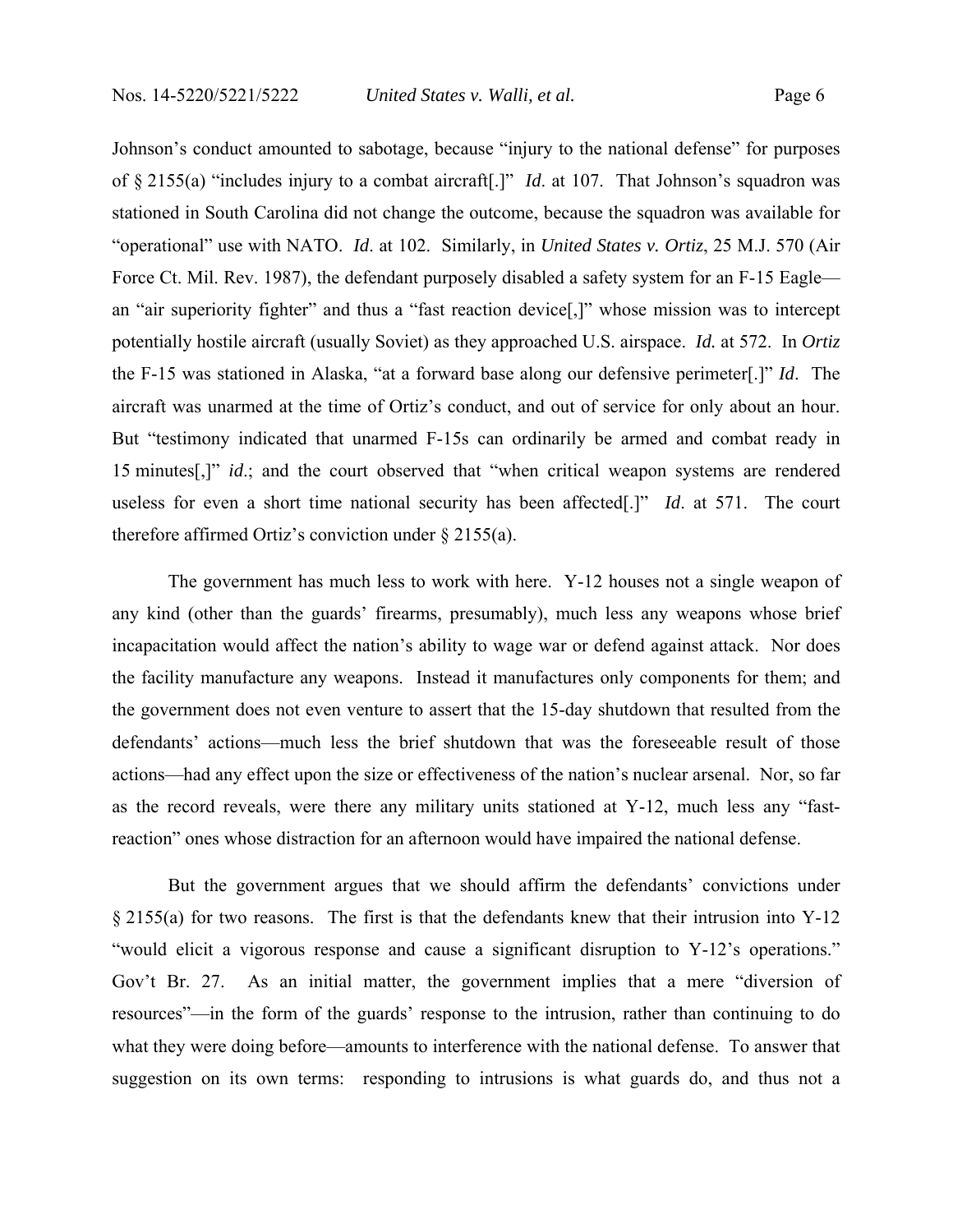Johnson's conduct amounted to sabotage, because "injury to the national defense" for purposes of § 2155(a) "includes injury to a combat aircraft[.]" *Id*. at 107. That Johnson's squadron was stationed in South Carolina did not change the outcome, because the squadron was available for "operational" use with NATO. *Id*. at 102. Similarly, in *United States v. Ortiz*, 25 M.J. 570 (Air Force Ct. Mil. Rev. 1987), the defendant purposely disabled a safety system for an F-15 Eagle—an "air superiority fighter" and thus a "fast reaction device[,]" whose mission was to intercept potentially hostile aircraft (usually Soviet) as they approached U.S. airspace. *Id.* at 572. In *Ortiz* the F-15 was stationed in Alaska, "at a forward base along our defensive perimeter[.]" *Id*. The aircraft was unarmed at the time of Ortiz's conduct, and out of service for only about an hour. But "testimony indicated that unarmed F-15s can ordinarily be armed and combat ready in 15 minutes[,]" *id*.; and the court observed that "when critical weapon systems are rendered useless for even a short time national security has been affected[.]" *Id*. at 571. The court therefore affirmed Ortiz's conviction under § 2155(a).

The government has much less to work with here. Y-12 houses not a single weapon of any kind (other than the guards' firearms, presumably), much less any weapons whose brief incapacitation would affect the nation's ability to wage war or defend against attack. Nor does the facility manufacture any weapons. Instead it manufactures only components for them; and the government does not even venture to assert that the 15-day shutdown that resulted from the defendants' actions—much less the brief shutdown that was the foreseeable result of those actions—had any effect upon the size or effectiveness of the nation's nuclear arsenal. Nor, so far as the record reveals, were there any military units stationed at Y-12, much less any "fast-reaction" ones whose distraction for an afternoon would have impaired the national defense.

But the government argues that we should affirm the defendants' convictions under § 2155(a) for two reasons. The first is that the defendants knew that their intrusion into Y-12 "would elicit a vigorous response and cause a significant disruption to Y-12's operations." Gov't Br. 27. As an initial matter, the government implies that a mere "diversion of resources"—in the form of the guards' response to the intrusion, rather than continuing to do what they were doing before—amounts to interference with the national defense. To answer that suggestion on its own terms: responding to intrusions is what guards do, and thus not a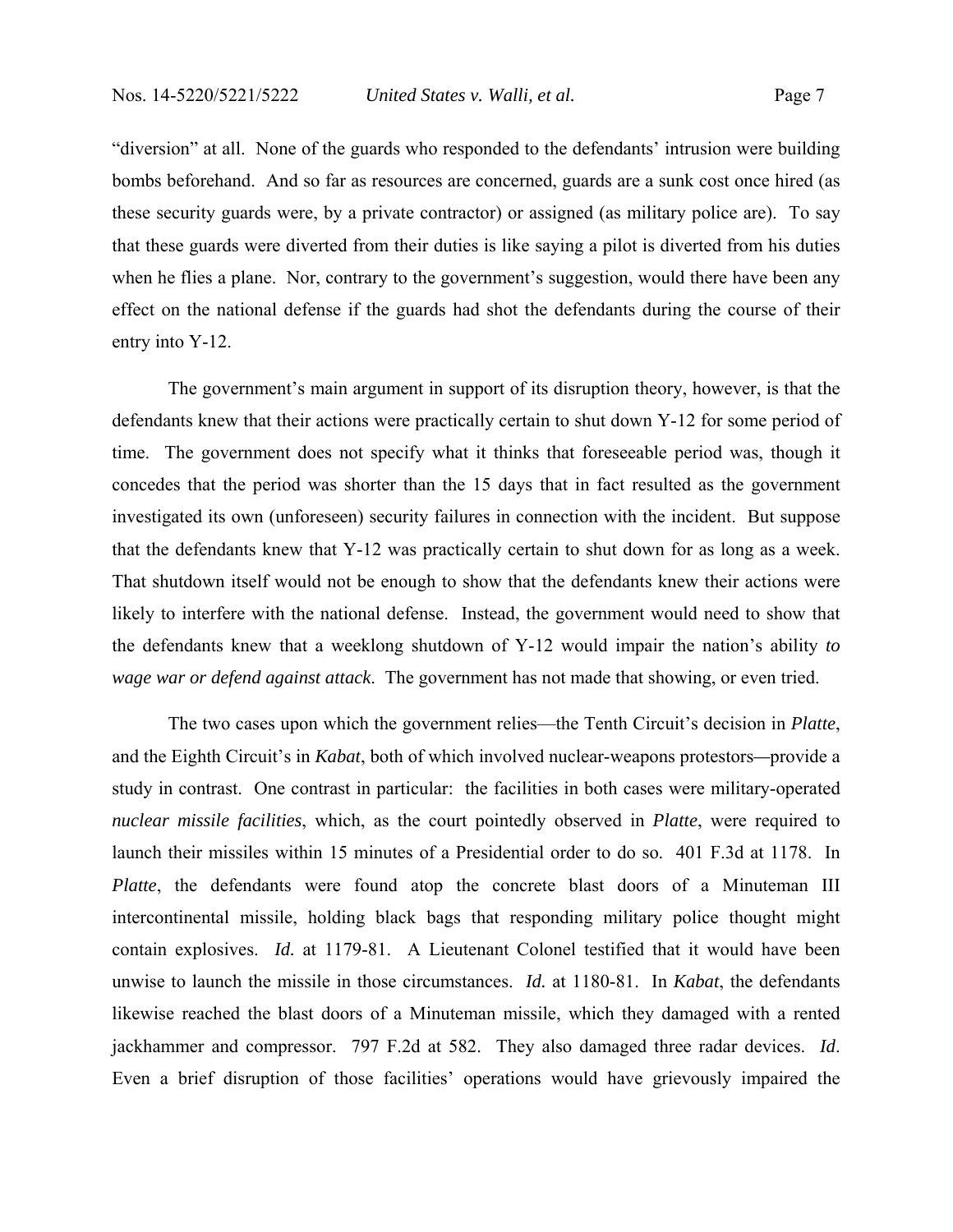"diversion" at all. None of the guards who responded to the defendants' intrusion were building bombs beforehand. And so far as resources are concerned, guards are a sunk cost once hired (as these security guards were, by a private contractor) or assigned (as military police are). To say that these guards were diverted from their duties is like saying a pilot is diverted from his duties when he flies a plane. Nor, contrary to the government's suggestion, would there have been any effect on the national defense if the guards had shot the defendants during the course of their entry into Y-12.

The government's main argument in support of its disruption theory, however, is that the defendants knew that their actions were practically certain to shut down Y-12 for some period of time. The government does not specify what it thinks that foreseeable period was, though it concedes that the period was shorter than the 15 days that in fact resulted as the government investigated its own (unforeseen) security failures in connection with the incident. But suppose that the defendants knew that Y-12 was practically certain to shut down for as long as a week. That shutdown itself would not be enough to show that the defendants knew their actions were likely to interfere with the national defense. Instead, the government would need to show that the defendants knew that a weeklong shutdown of Y-12 would impair the nation's ability *to wage war or defend against attack*. The government has not made that showing, or even tried.

The two cases upon which the government relies—the Tenth Circuit's decision in *Platte*, and the Eighth Circuit's in *Kabat*, both of which involved nuclear-weapons protestors—provide a study in contrast. One contrast in particular: the facilities in both cases were military-operated *nuclear missile facilities*, which, as the court pointedly observed in *Platte*, were required to launch their missiles within 15 minutes of a Presidential order to do so. 401 F.3d at 1178. In *Platte*, the defendants were found atop the concrete blast doors of a Minuteman III intercontinental missile, holding black bags that responding military police thought might contain explosives. *Id.* at 1179-81. A Lieutenant Colonel testified that it would have been unwise to launch the missile in those circumstances. *Id.* at 1180-81. In *Kabat*, the defendants likewise reached the blast doors of a Minuteman missile, which they damaged with a rented jackhammer and compressor. 797 F.2d at 582. They also damaged three radar devices. *Id*. Even a brief disruption of those facilities' operations would have grievously impaired the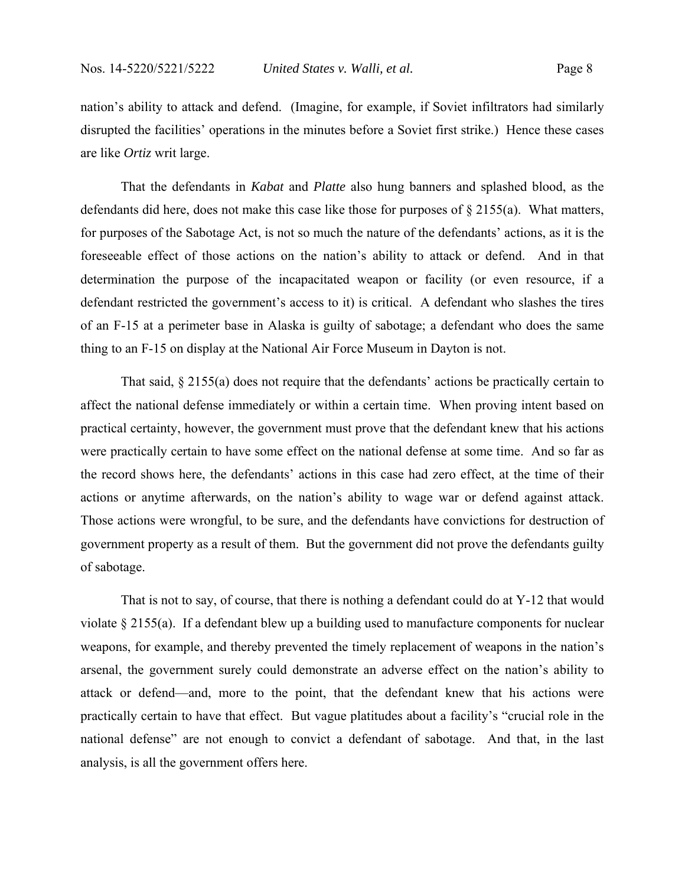nation's ability to attack and defend. (Imagine, for example, if Soviet infiltrators had similarly disrupted the facilities' operations in the minutes before a Soviet first strike.) Hence these cases are like *Ortiz* writ large.

That the defendants in *Kabat* and *Platte* also hung banners and splashed blood, as the defendants did here, does not make this case like those for purposes of § 2155(a). What matters, for purposes of the Sabotage Act, is not so much the nature of the defendants' actions, as it is the foreseeable effect of those actions on the nation's ability to attack or defend. And in that determination the purpose of the incapacitated weapon or facility (or even resource, if a defendant restricted the government's access to it) is critical. A defendant who slashes the tires of an F-15 at a perimeter base in Alaska is guilty of sabotage; a defendant who does the same thing to an F-15 on display at the National Air Force Museum in Dayton is not.

That said, § 2155(a) does not require that the defendants' actions be practically certain to affect the national defense immediately or within a certain time. When proving intent based on practical certainty, however, the government must prove that the defendant knew that his actions were practically certain to have some effect on the national defense at some time. And so far as the record shows here, the defendants' actions in this case had zero effect, at the time of their actions or anytime afterwards, on the nation's ability to wage war or defend against attack. Those actions were wrongful, to be sure, and the defendants have convictions for destruction of government property as a result of them. But the government did not prove the defendants guilty of sabotage.

That is not to say, of course, that there is nothing a defendant could do at Y-12 that would violate § 2155(a). If a defendant blew up a building used to manufacture components for nuclear weapons, for example, and thereby prevented the timely replacement of weapons in the nation's arsenal, the government surely could demonstrate an adverse effect on the nation's ability to attack or defend—and, more to the point, that the defendant knew that his actions were practically certain to have that effect. But vague platitudes about a facility's "crucial role in the national defense" are not enough to convict a defendant of sabotage. And that, in the last analysis, is all the government offers here.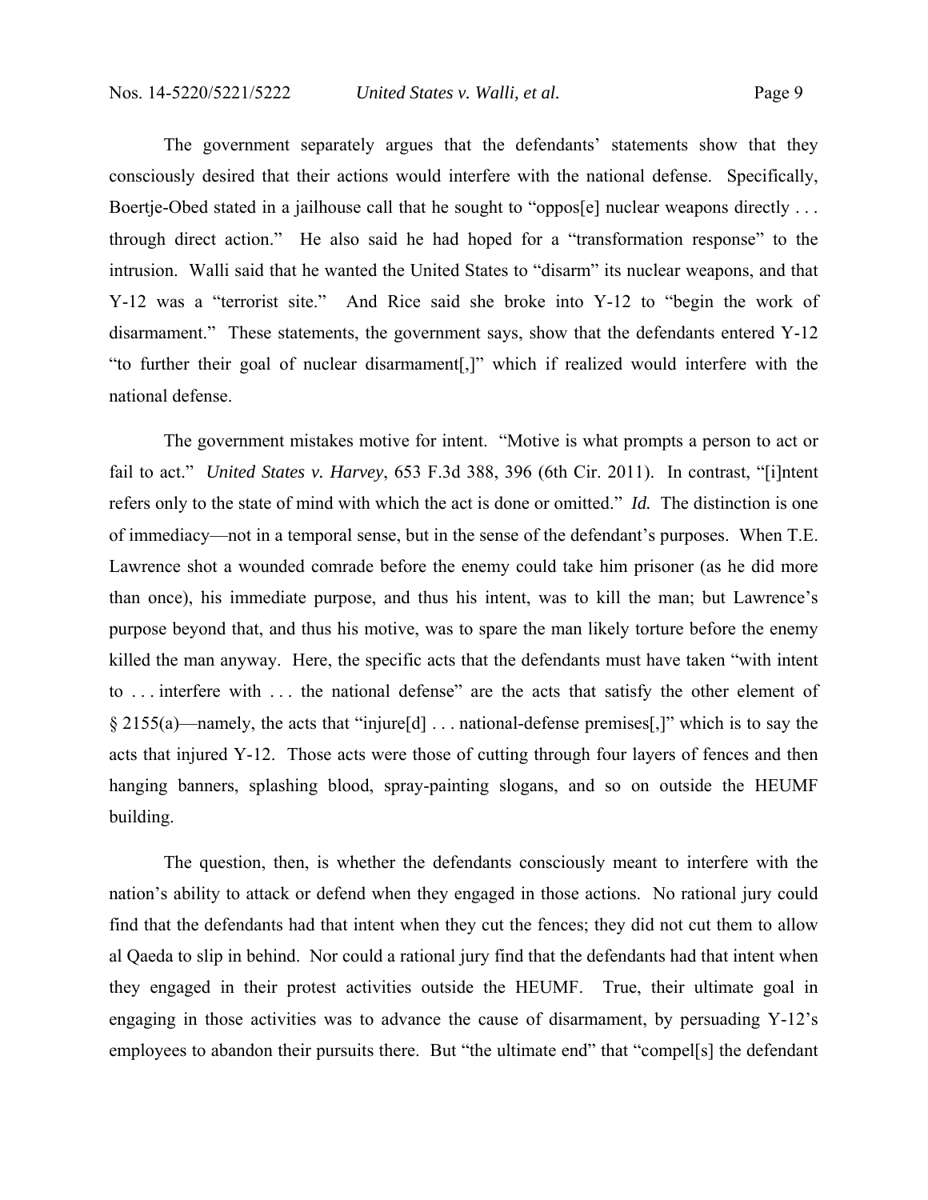The government separately argues that the defendants' statements show that they consciously desired that their actions would interfere with the national defense. Specifically, Boertje-Obed stated in a jailhouse call that he sought to "oppos[e] nuclear weapons directly . . . through direct action." He also said he had hoped for a "transformation response" to the intrusion. Walli said that he wanted the United States to "disarm" its nuclear weapons, and that Y-12 was a "terrorist site." And Rice said she broke into Y-12 to "begin the work of disarmament." These statements, the government says, show that the defendants entered Y-12 "to further their goal of nuclear disarmament[,]" which if realized would interfere with the national defense.

The government mistakes motive for intent. "Motive is what prompts a person to act or fail to act." *United States v. Harvey*, 653 F.3d 388, 396 (6th Cir. 2011). In contrast, "[i]ntent refers only to the state of mind with which the act is done or omitted." *Id.* The distinction is one of immediacy—not in a temporal sense, but in the sense of the defendant's purposes. When T.E. Lawrence shot a wounded comrade before the enemy could take him prisoner (as he did more than once), his immediate purpose, and thus his intent, was to kill the man; but Lawrence's purpose beyond that, and thus his motive, was to spare the man likely torture before the enemy killed the man anyway. Here, the specific acts that the defendants must have taken "with intent to . . . interfere with . . . the national defense" are the acts that satisfy the other element of § 2155(a)—namely, the acts that "injure[d] . . . national-defense premises[,]" which is to say the acts that injured Y-12. Those acts were those of cutting through four layers of fences and then hanging banners, splashing blood, spray-painting slogans, and so on outside the HEUMF building.

The question, then, is whether the defendants consciously meant to interfere with the nation's ability to attack or defend when they engaged in those actions. No rational jury could find that the defendants had that intent when they cut the fences; they did not cut them to allow al Qaeda to slip in behind. Nor could a rational jury find that the defendants had that intent when they engaged in their protest activities outside the HEUMF. True, their ultimate goal in engaging in those activities was to advance the cause of disarmament, by persuading Y-12's employees to abandon their pursuits there. But "the ultimate end" that "compel[s] the defendant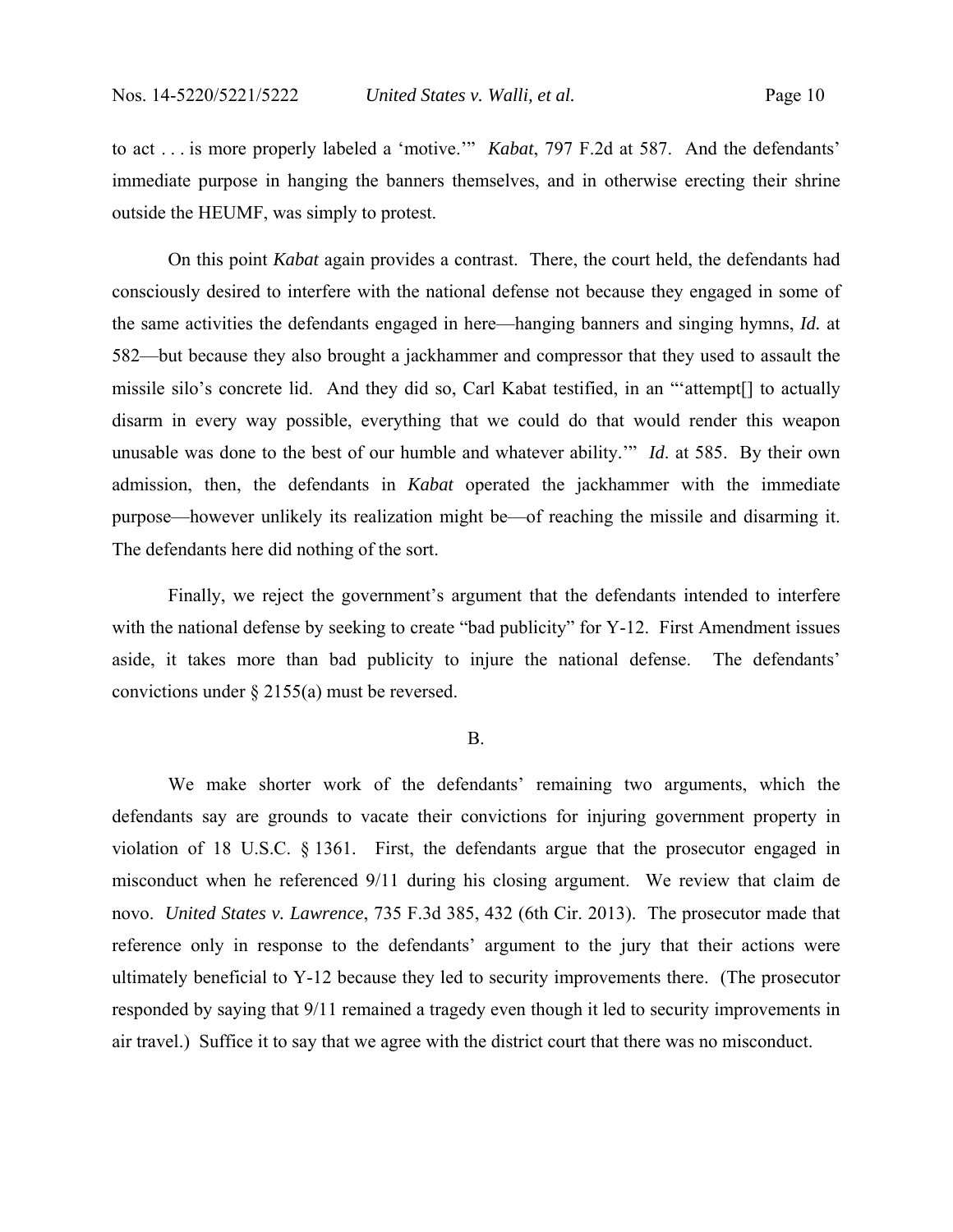to act . . . is more properly labeled a 'motive.'" *Kabat*, 797 F.2d at 587. And the defendants' immediate purpose in hanging the banners themselves, and in otherwise erecting their shrine outside the HEUMF, was simply to protest.

On this point *Kabat* again provides a contrast. There, the court held, the defendants had consciously desired to interfere with the national defense not because they engaged in some of the same activities the defendants engaged in here—hanging banners and singing hymns, *Id.* at 582—but because they also brought a jackhammer and compressor that they used to assault the missile silo's concrete lid. And they did so, Carl Kabat testified, in an "'attempt[] to actually disarm in every way possible, everything that we could do that would render this weapon unusable was done to the best of our humble and whatever ability.'" *Id*. at 585. By their own admission, then, the defendants in *Kabat* operated the jackhammer with the immediate purpose—however unlikely its realization might be—of reaching the missile and disarming it. The defendants here did nothing of the sort.

Finally, we reject the government's argument that the defendants intended to interfere with the national defense by seeking to create "bad publicity" for Y-12. First Amendment issues aside, it takes more than bad publicity to injure the national defense. The defendants' convictions under § 2155(a) must be reversed.

B.

We make shorter work of the defendants' remaining two arguments, which the defendants say are grounds to vacate their convictions for injuring government property in violation of 18 U.S.C. § 1361. First, the defendants argue that the prosecutor engaged in misconduct when he referenced 9/11 during his closing argument. We review that claim de novo. *United States v. Lawrence*, 735 F.3d 385, 432 (6th Cir. 2013). The prosecutor made that reference only in response to the defendants' argument to the jury that their actions were ultimately beneficial to Y-12 because they led to security improvements there. (The prosecutor responded by saying that 9/11 remained a tragedy even though it led to security improvements in air travel.) Suffice it to say that we agree with the district court that there was no misconduct.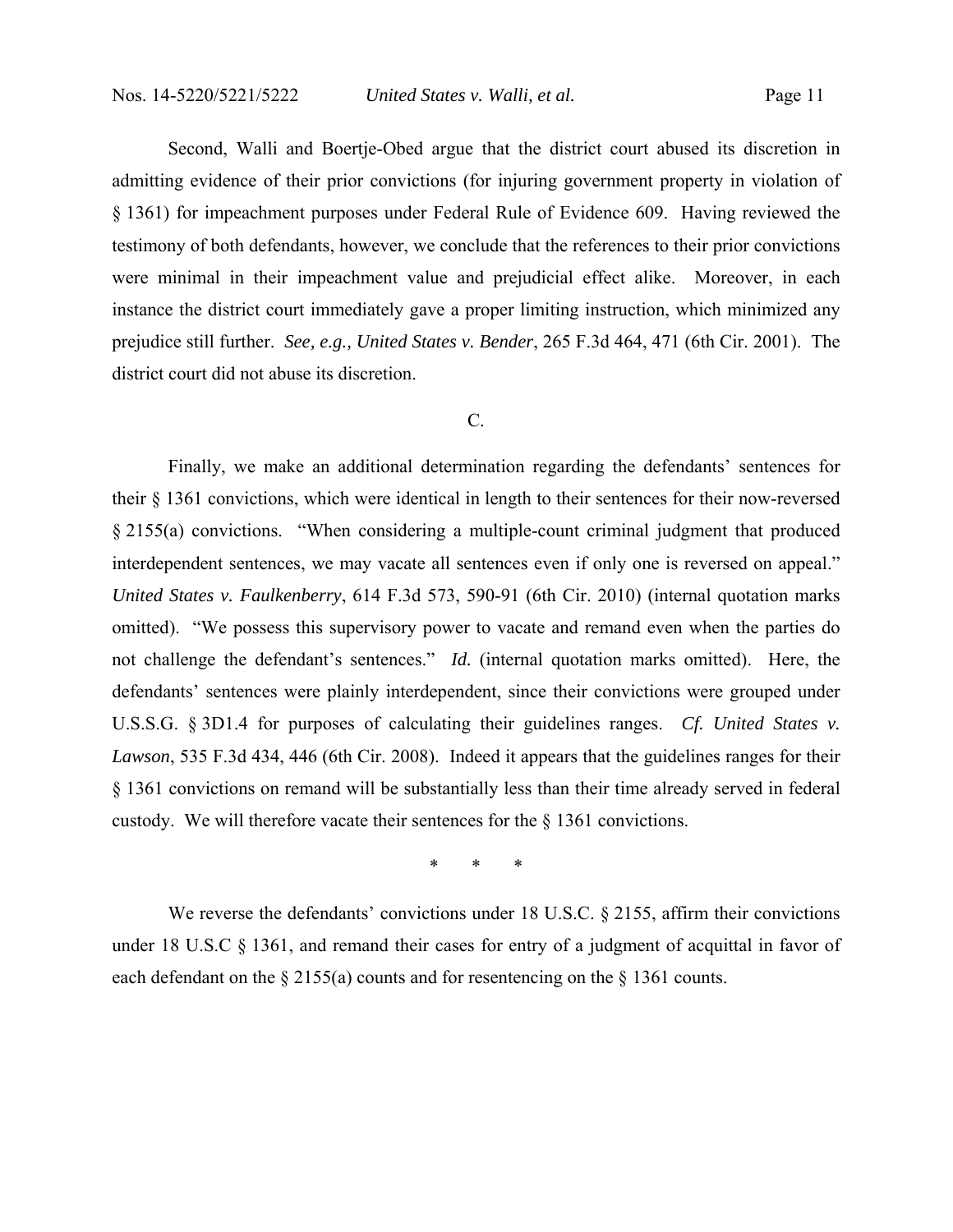Second, Walli and Boertje-Obed argue that the district court abused its discretion in admitting evidence of their prior convictions (for injuring government property in violation of § 1361) for impeachment purposes under Federal Rule of Evidence 609. Having reviewed the testimony of both defendants, however, we conclude that the references to their prior convictions were minimal in their impeachment value and prejudicial effect alike. Moreover, in each instance the district court immediately gave a proper limiting instruction, which minimized any prejudice still further. *See, e.g., United States v. Bender*, 265 F.3d 464, 471 (6th Cir. 2001). The district court did not abuse its discretion.

C.

Finally, we make an additional determination regarding the defendants' sentences for their § 1361 convictions, which were identical in length to their sentences for their now-reversed § 2155(a) convictions. "When considering a multiple-count criminal judgment that produced interdependent sentences, we may vacate all sentences even if only one is reversed on appeal." *United States v. Faulkenberry*, 614 F.3d 573, 590-91 (6th Cir. 2010) (internal quotation marks omitted). "We possess this supervisory power to vacate and remand even when the parties do not challenge the defendant's sentences." *Id.* (internal quotation marks omitted). Here, the defendants' sentences were plainly interdependent, since their convictions were grouped under U.S.S.G. § 3D1.4 for purposes of calculating their guidelines ranges. *Cf. United States v. Lawson*, 535 F.3d 434, 446 (6th Cir. 2008). Indeed it appears that the guidelines ranges for their § 1361 convictions on remand will be substantially less than their time already served in federal custody. We will therefore vacate their sentences for the § 1361 convictions.

\* \* \*

We reverse the defendants' convictions under 18 U.S.C. § 2155, affirm their convictions under 18 U.S.C § 1361, and remand their cases for entry of a judgment of acquittal in favor of each defendant on the § 2155(a) counts and for resentencing on the § 1361 counts.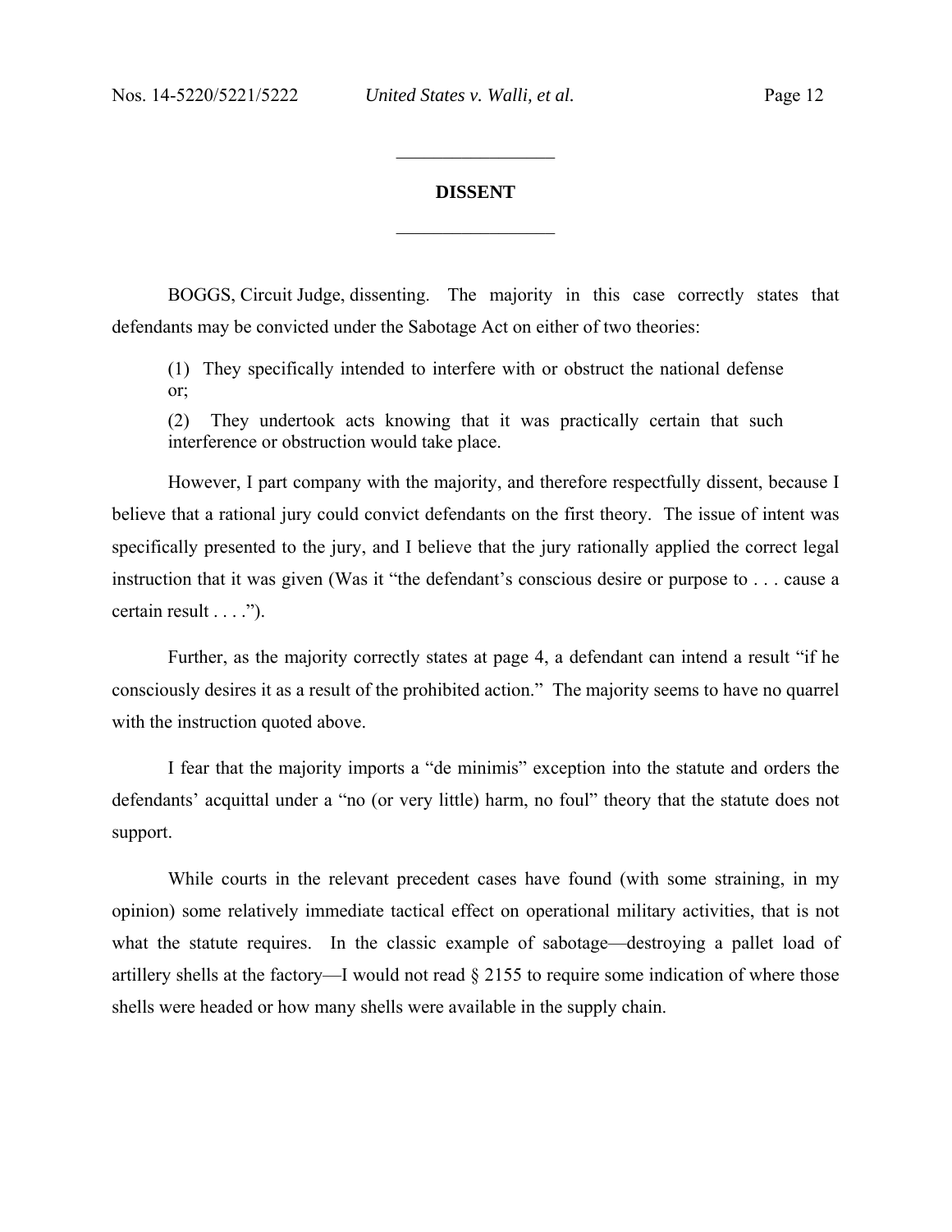## DISSENT

BOGGS, Circuit Judge, dissenting. The majority in this case correctly states that defendants may be convicted under the Sabotage Act on either of two theories:

> (1) They specifically intended to interfere with or obstruct the national defense or;
>
> (2) They undertook acts knowing that it was practically certain that such interference or obstruction would take place.

However, I part company with the majority, and therefore respectfully dissent, because I believe that a rational jury could convict defendants on the first theory. The issue of intent was specifically presented to the jury, and I believe that the jury rationally applied the correct legal instruction that it was given (Was it "the defendant's conscious desire or purpose to . . . cause a certain result . . . .").

Further, as the majority correctly states at page 4, a defendant can intend a result "if he consciously desires it as a result of the prohibited action." The majority seems to have no quarrel with the instruction quoted above.

I fear that the majority imports a "de minimis" exception into the statute and orders the defendants' acquittal under a "no (or very little) harm, no foul" theory that the statute does not support.

While courts in the relevant precedent cases have found (with some straining, in my opinion) some relatively immediate tactical effect on operational military activities, that is not what the statute requires. In the classic example of sabotage—destroying a pallet load of artillery shells at the factory—I would not read § 2155 to require some indication of where those shells were headed or how many shells were available in the supply chain.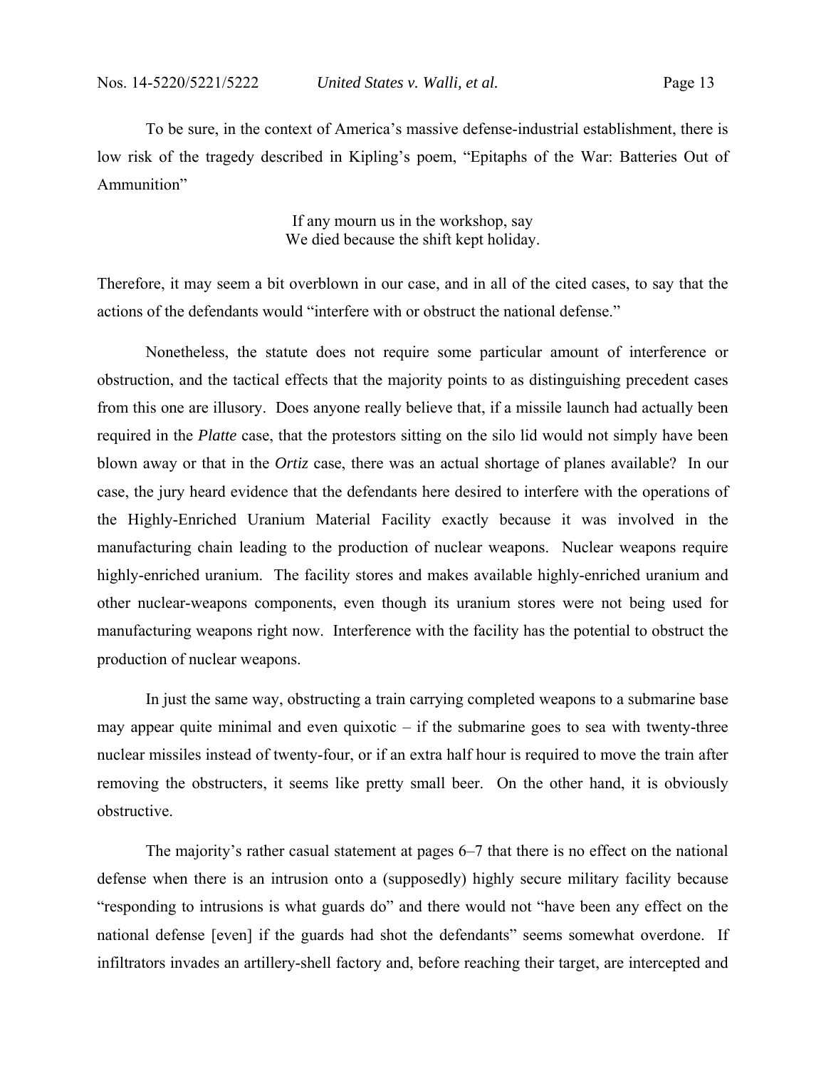To be sure, in the context of America's massive defense-industrial establishment, there is low risk of the tragedy described in Kipling's poem, "Epitaphs of the War: Batteries Out of Ammunition"

> If any mourn us in the workshop, say
> We died because the shift kept holiday.

Therefore, it may seem a bit overblown in our case, and in all of the cited cases, to say that the actions of the defendants would "interfere with or obstruct the national defense."

Nonetheless, the statute does not require some particular amount of interference or obstruction, and the tactical effects that the majority points to as distinguishing precedent cases from this one are illusory. Does anyone really believe that, if a missile launch had actually been required in the *Platte* case, that the protestors sitting on the silo lid would not simply have been blown away or that in the *Ortiz* case, there was an actual shortage of planes available? In our case, the jury heard evidence that the defendants here desired to interfere with the operations of the Highly-Enriched Uranium Material Facility exactly because it was involved in the manufacturing chain leading to the production of nuclear weapons. Nuclear weapons require highly-enriched uranium. The facility stores and makes available highly-enriched uranium and other nuclear-weapons components, even though its uranium stores were not being used for manufacturing weapons right now. Interference with the facility has the potential to obstruct the production of nuclear weapons.

In just the same way, obstructing a train carrying completed weapons to a submarine base may appear quite minimal and even quixotic – if the submarine goes to sea with twenty-three nuclear missiles instead of twenty-four, or if an extra half hour is required to move the train after removing the obstructers, it seems like pretty small beer. On the other hand, it is obviously obstructive.

The majority's rather casual statement at pages 6–7 that there is no effect on the national defense when there is an intrusion onto a (supposedly) highly secure military facility because "responding to intrusions is what guards do" and there would not "have been any effect on the national defense [even] if the guards had shot the defendants" seems somewhat overdone. If infiltrators invades an artillery-shell factory and, before reaching their target, are intercepted and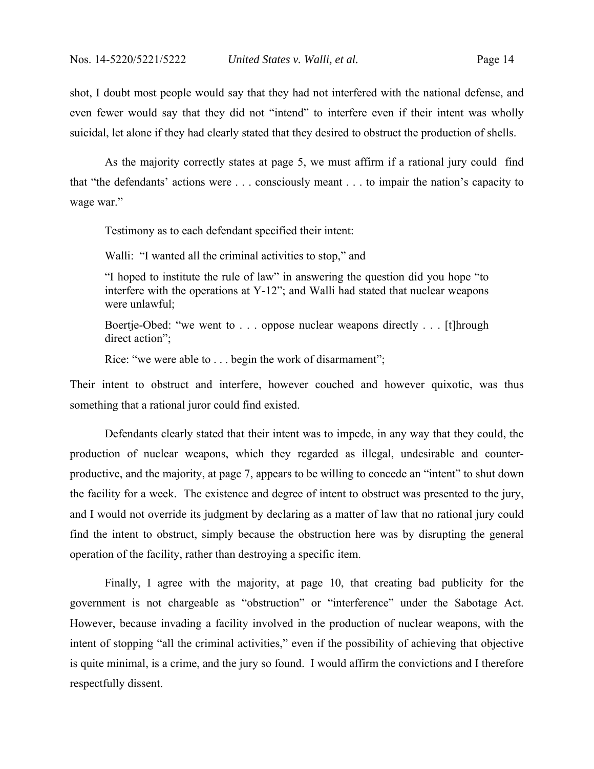shot, I doubt most people would say that they had not interfered with the national defense, and even fewer would say that they did not "intend" to interfere even if their intent was wholly suicidal, let alone if they had clearly stated that they desired to obstruct the production of shells.

As the majority correctly states at page 5, we must affirm if a rational jury could find that "the defendants' actions were . . . consciously meant . . . to impair the nation's capacity to wage war."

> Testimony as to each defendant specified their intent:
>
> Walli: "I wanted all the criminal activities to stop," and
>
> "I hoped to institute the rule of law" in answering the question did you hope "to interfere with the operations at Y-12"; and Walli had stated that nuclear weapons were unlawful;
>
> Boertje-Obed: "we went to . . . oppose nuclear weapons directly . . . [t]hrough direct action";
>
> Rice: "we were able to . . . begin the work of disarmament";

Their intent to obstruct and interfere, however couched and however quixotic, was thus something that a rational juror could find existed.

Defendants clearly stated that their intent was to impede, in any way that they could, the production of nuclear weapons, which they regarded as illegal, undesirable and counter-productive, and the majority, at page 7, appears to be willing to concede an "intent" to shut down the facility for a week. The existence and degree of intent to obstruct was presented to the jury, and I would not override its judgment by declaring as a matter of law that no rational jury could find the intent to obstruct, simply because the obstruction here was by disrupting the general operation of the facility, rather than destroying a specific item.

Finally, I agree with the majority, at page 10, that creating bad publicity for the government is not chargeable as "obstruction" or "interference" under the Sabotage Act. However, because invading a facility involved in the production of nuclear weapons, with the intent of stopping "all the criminal activities," even if the possibility of achieving that objective is quite minimal, is a crime, and the jury so found. I would affirm the convictions and I therefore respectfully dissent.